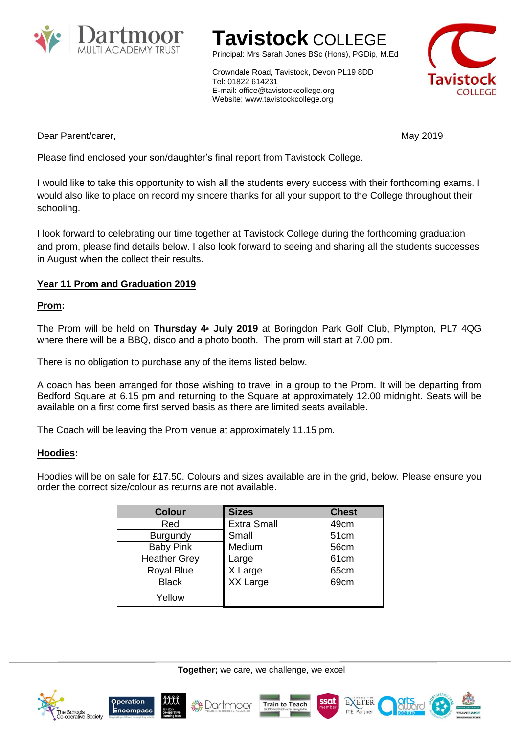# Tavistock COLLEGE

Principal: Mrs Sarah Jones BSc (Hons), PGDip, M.Ed

Crowndale Road, Tavistock, Devon PL19 8DD
Tel: 01822 614231
E-mail: office@tavistockcollege.org
Website: www.tavistockcollege.org

Dear Parent/carer,

May 2019

Please find enclosed your son/daughter's final report from Tavistock College.

I would like to take this opportunity to wish all the students every success with their forthcoming exams. I would also like to place on record my sincere thanks for all your support to the College throughout their schooling.

I look forward to celebrating our time together at Tavistock College during the forthcoming graduation and prom, please find details below. I also look forward to seeing and sharing all the students successes in August when the collect their results.

## Year 11 Prom and Graduation 2019

### Prom:

The Prom will be held on **Thursday 4th July 2019** at Boringdon Park Golf Club, Plympton, PL7 4QG where there will be a BBQ, disco and a photo booth. The prom will start at 7.00 pm.

There is no obligation to purchase any of the items listed below.

A coach has been arranged for those wishing to travel in a group to the Prom. It will be departing from Bedford Square at 6.15 pm and returning to the Square at approximately 12.00 midnight. Seats will be available on a first come first served basis as there are limited seats available.

The Coach will be leaving the Prom venue at approximately 11.15 pm.

### Hoodies:

Hoodies will be on sale for £17.50. Colours and sizes available are in the grid, below. Please ensure you order the correct size/colour as returns are not available.

| Colour | Sizes | Chest |
|---|---|---|
| Red | Extra Small | 49cm |
| Burgundy | Small | 51cm |
| Baby Pink | Medium | 56cm |
| Heather Grey | Large | 61cm |
| Royal Blue | X Large | 65cm |
| Black | XX Large | 69cm |
| Yellow | | |

**Together;** we care, we challenge, we excel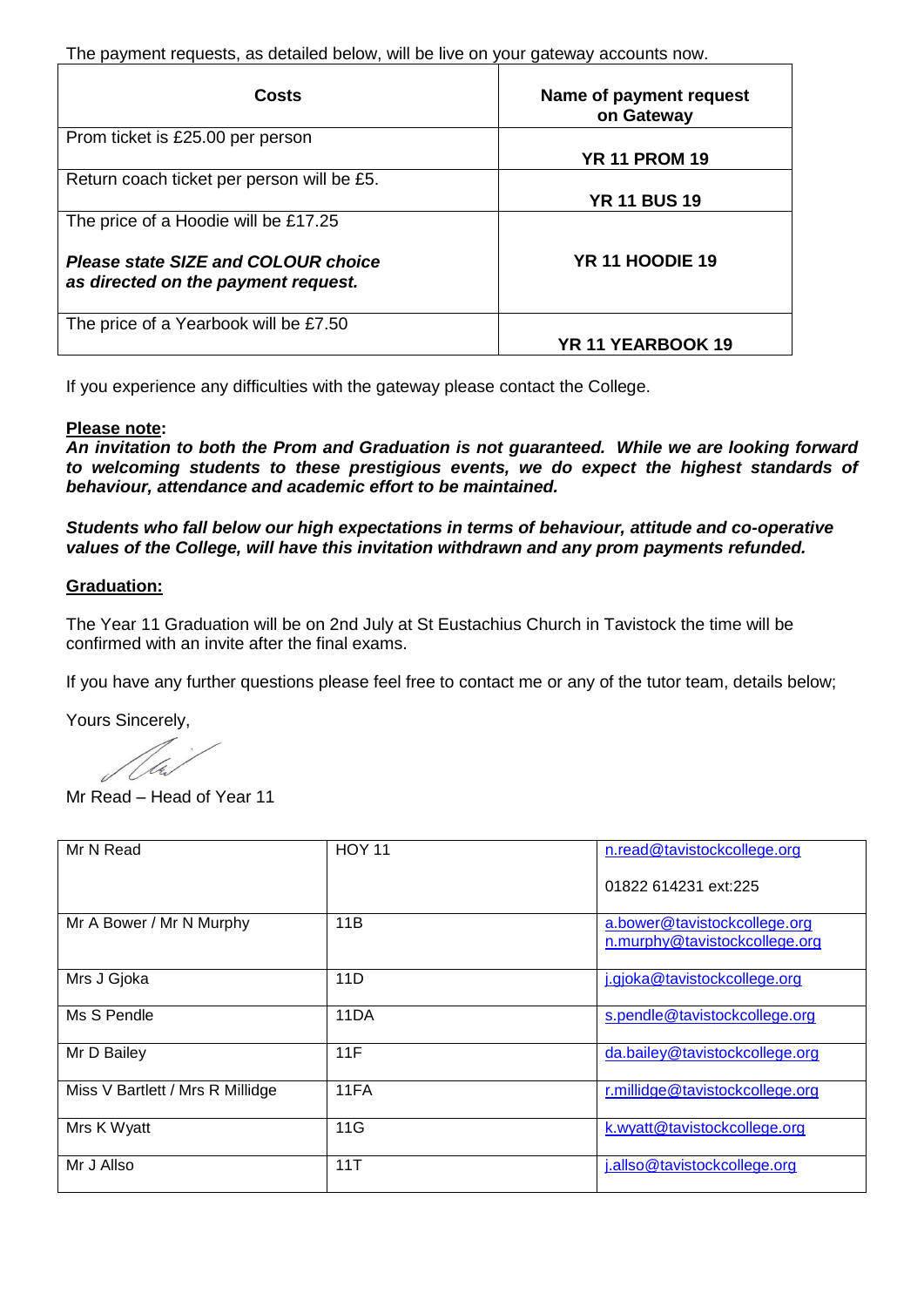The payment requests, as detailed below, will be live on your gateway accounts now.

| Costs | Name of payment request on Gateway |
|---|---|
| Prom ticket is £25.00 per person | **YR 11 PROM 19** |
| Return coach ticket per person will be £5. | **YR 11 BUS 19** |
| The price of a Hoodie will be £17.25 ***Please state SIZE and COLOUR choice as directed on the payment request.*** | **YR 11 HOODIE 19** |
| The price of a Yearbook will be £7.50 | **YR 11 YEARBOOK 19** |

If you experience any difficulties with the gateway please contact the College.

**Please note:**
***An invitation to both the Prom and Graduation is not guaranteed. While we are looking forward to welcoming students to these prestigious events, we do expect the highest standards of behaviour, attendance and academic effort to be maintained.***

***Students who fall below our high expectations in terms of behaviour, attitude and co-operative values of the College, will have this invitation withdrawn and any prom payments refunded.***

**Graduation:**

The Year 11 Graduation will be on 2nd July at St Eustachius Church in Tavistock the time will be confirmed with an invite after the final exams.

If you have any further questions please feel free to contact me or any of the tutor team, details below;

Yours Sincerely,

Mr Read – Head of Year 11

| | | |
|---|---|---|
| Mr N Read | HOY 11 | n.read@tavistockcollege.org 01822 614231 ext:225 |
| Mr A Bower / Mr N Murphy | 11B | a.bower@tavistockcollege.org n.murphy@tavistockcollege.org |
| Mrs J Gjoka | 11D | j.gjoka@tavistockcollege.org |
| Ms S Pendle | 11DA | s.pendle@tavistockcollege.org |
| Mr D Bailey | 11F | da.bailey@tavistockcollege.org |
| Miss V Bartlett / Mrs R Millidge | 11FA | r.millidge@tavistockcollege.org |
| Mrs K Wyatt | 11G | k.wyatt@tavistockcollege.org |
| Mr J Allso | 11T | j.allso@tavistockcollege.org |